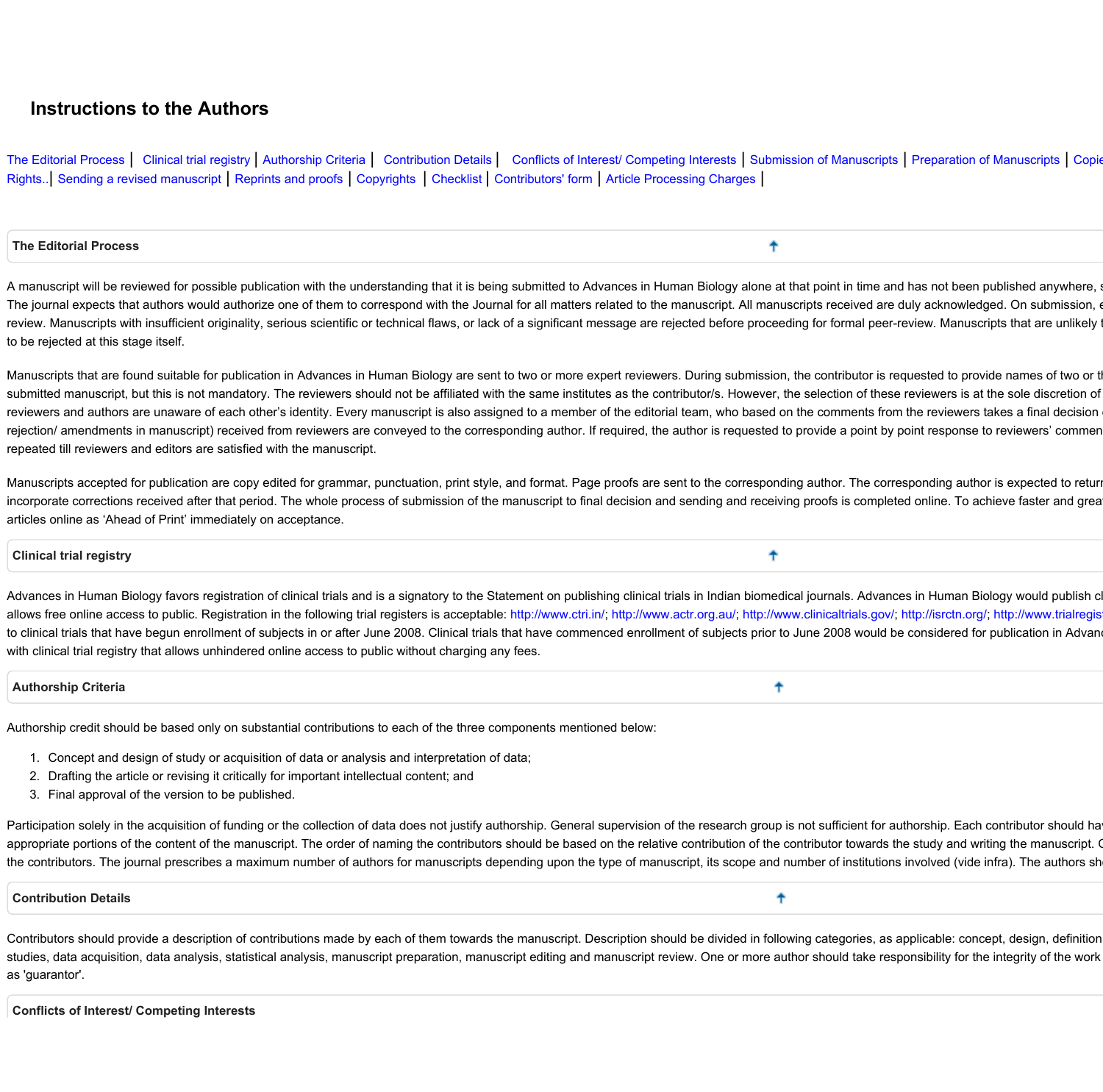# Instructions to the Authors

The Editorial Process | Clinical trial registry | Authorship Criteria | Contribution Details | Conflicts of Interest/ Competing Interests | Submission of Manuscripts | Preparation of Manuscripts | Copie Rights..| Sending a revised manuscript | Reprints and proofs | Copyrights | Checklist | Contributors' form | Article Processing Charges |

## The Editorial Process

A manuscript will be reviewed for possible publication with the understanding that it is being submitted to Advances in Human Biology alone at that point in time and has not been published anywhere, s The journal expects that authors would authorize one of them to correspond with the Journal for all matters related to the manuscript. All manuscripts received are duly acknowledged. On submission, e review. Manuscripts with insufficient originality, serious scientific or technical flaws, or lack of a significant message are rejected before proceeding for formal peer-review. Manuscripts that are unlikely t to be rejected at this stage itself.

Manuscripts that are found suitable for publication in Advances in Human Biology are sent to two or more expert reviewers. During submission, the contributor is requested to provide names of two or th submitted manuscript, but this is not mandatory. The reviewers should not be affiliated with the same institutes as the contributor/s. However, the selection of these reviewers is at the sole discretion of reviewers and authors are unaware of each other's identity. Every manuscript is also assigned to a member of the editorial team, who based on the comments from the reviewers takes a final decision rejection/ amendments in manuscript) received from reviewers are conveyed to the corresponding author. If required, the author is requested to provide a point by point response to reviewers' commen repeated till reviewers and editors are satisfied with the manuscript.

Manuscripts accepted for publication are copy edited for grammar, punctuation, print style, and format. Page proofs are sent to the corresponding author. The corresponding author is expected to returr incorporate corrections received after that period. The whole process of submission of the manuscript to final decision and sending and receiving proofs is completed online. To achieve faster and grea articles online as 'Ahead of Print' immediately on acceptance.

## Clinical trial registry

Advances in Human Biology favors registration of clinical trials and is a signatory to the Statement on publishing clinical trials in Indian biomedical journals. Advances in Human Biology would publish cl allows free online access to public. Registration in the following trial registers is acceptable: http://www.ctri.in/; http://www.actr.org.au/; http://www.clinicaltrials.gov/; http://isrctn.org/; http://www.trialregis to clinical trials that have begun enrollment of subjects in or after June 2008. Clinical trials that have commenced enrollment of subjects prior to June 2008 would be considered for publication in Advanc with clinical trial registry that allows unhindered online access to public without charging any fees.

## Authorship Criteria

Authorship credit should be based only on substantial contributions to each of the three components mentioned below:

1. Concept and design of study or acquisition of data or analysis and interpretation of data;
2. Drafting the article or revising it critically for important intellectual content; and
3. Final approval of the version to be published.

Participation solely in the acquisition of funding or the collection of data does not justify authorship. General supervision of the research group is not sufficient for authorship. Each contributor should hav appropriate portions of the content of the manuscript. The order of naming the contributors should be based on the relative contribution of the contributor towards the study and writing the manuscript. C the contributors. The journal prescribes a maximum number of authors for manuscripts depending upon the type of manuscript, its scope and number of institutions involved (vide infra). The authors sh

## Contribution Details

Contributors should provide a description of contributions made by each of them towards the manuscript. Description should be divided in following categories, as applicable: concept, design, definition studies, data acquisition, data analysis, statistical analysis, manuscript preparation, manuscript editing and manuscript review. One or more author should take responsibility for the integrity of the work as 'guarantor'.

## Conflicts of Interest/ Competing Interests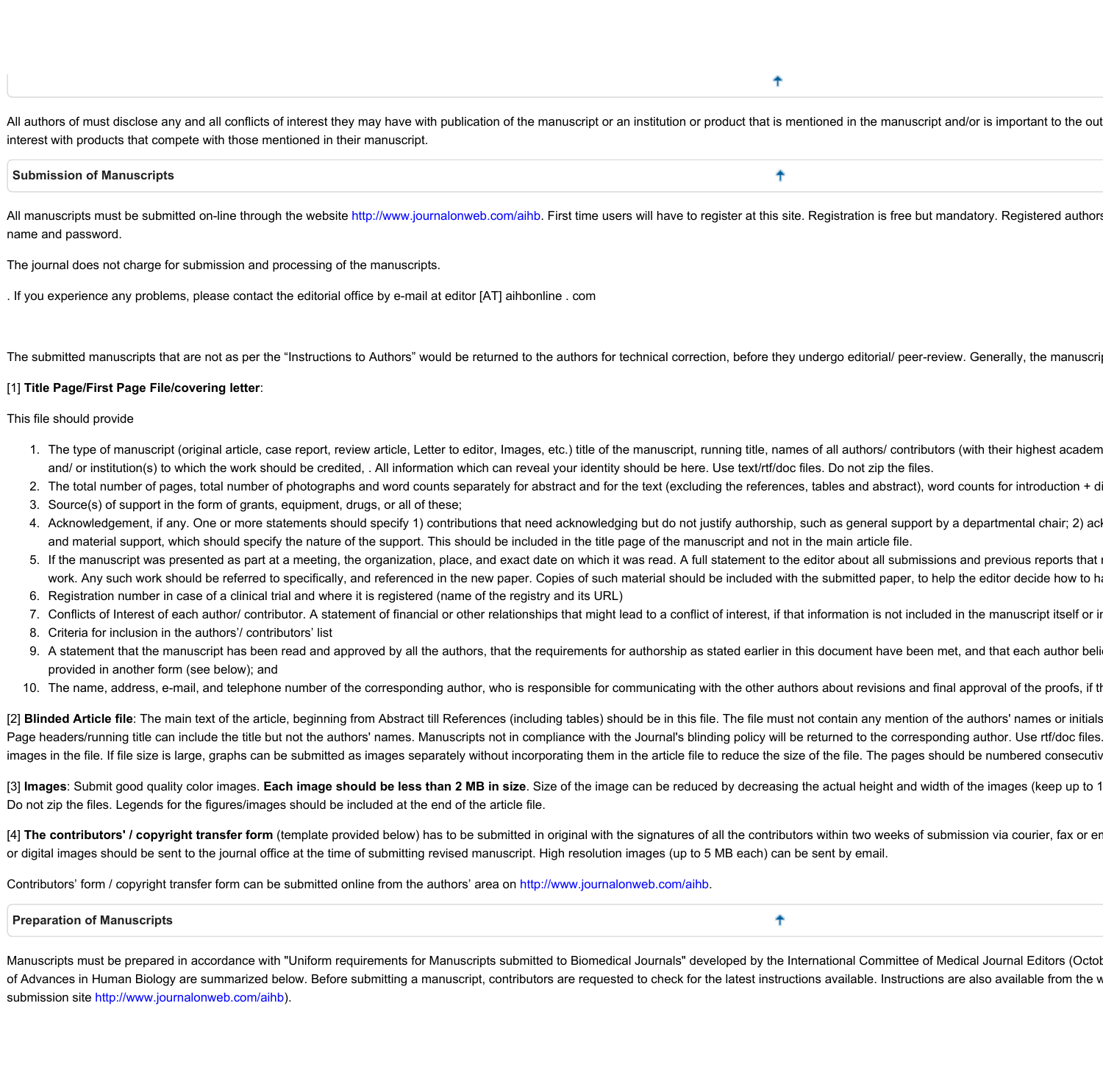All authors of must disclose any and all conflicts of interest they may have with publication of the manuscript or an institution or product that is mentioned in the manuscript and/or is important to the out interest with products that compete with those mentioned in their manuscript.

## Submission of Manuscripts

All manuscripts must be submitted on-line through the website http://www.journalonweb.com/aihb. First time users will have to register at this site. Registration is free but mandatory. Registered authors name and password.

The journal does not charge for submission and processing of the manuscripts.

. If you experience any problems, please contact the editorial office by e-mail at editor [AT] aihbonline . com

The submitted manuscripts that are not as per the "Instructions to Authors" would be returned to the authors for technical correction, before they undergo editorial/ peer-review. Generally, the manuscrip

[1] **Title Page/First Page File/covering letter**:

This file should provide

1. The type of manuscript (original article, case report, review article, Letter to editor, Images, etc.) title of the manuscript, running title, names of all authors/ contributors (with their highest academ and/ or institution(s) to which the work should be credited, . All information which can reveal your identity should be here. Use text/rtf/doc files. Do not zip the files.
2. The total number of pages, total number of photographs and word counts separately for abstract and for the text (excluding the references, tables and abstract), word counts for introduction + di
3. Source(s) of support in the form of grants, equipment, drugs, or all of these;
4. Acknowledgement, if any. One or more statements should specify 1) contributions that need acknowledging but do not justify authorship, such as general support by a departmental chair; 2) ack and material support, which should specify the nature of the support. This should be included in the title page of the manuscript and not in the main article file.
5. If the manuscript was presented as part at a meeting, the organization, place, and exact date on which it was read. A full statement to the editor about all submissions and previous reports that work. Any such work should be referred to specifically, and referenced in the new paper. Copies of such material should be included with the submitted paper, to help the editor decide how to ha
6. Registration number in case of a clinical trial and where it is registered (name of the registry and its URL)
7. Conflicts of Interest of each author/ contributor. A statement of financial or other relationships that might lead to a conflict of interest, if that information is not included in the manuscript itself or ir
8. Criteria for inclusion in the authors'/ contributors' list
9. A statement that the manuscript has been read and approved by all the authors, that the requirements for authorship as stated earlier in this document have been met, and that each author beli provided in another form (see below); and
10. The name, address, e-mail, and telephone number of the corresponding author, who is responsible for communicating with the other authors about revisions and final approval of the proofs, if th

[2] **Blinded Article file**: The main text of the article, beginning from Abstract till References (including tables) should be in this file. The file must not contain any mention of the authors' names or initials Page headers/running title can include the title but not the authors' names. Manuscripts not in compliance with the Journal's blinding policy will be returned to the corresponding author. Use rtf/doc files. images in the file. If file size is large, graphs can be submitted as images separately without incorporating them in the article file to reduce the size of the file. The pages should be numbered consecutiv

[3] **Images**: Submit good quality color images. **Each image should be less than 2 MB in size**. Size of the image can be reduced by decreasing the actual height and width of the images (keep up to 1 Do not zip the files. Legends for the figures/images should be included at the end of the article file.

[4] **The contributors' / copyright transfer form** (template provided below) has to be submitted in original with the signatures of all the contributors within two weeks of submission via courier, fax or em or digital images should be sent to the journal office at the time of submitting revised manuscript. High resolution images (up to 5 MB each) can be sent by email.

Contributors' form / copyright transfer form can be submitted online from the authors' area on http://www.journalonweb.com/aihb.

## Preparation of Manuscripts

Manuscripts must be prepared in accordance with "Uniform requirements for Manuscripts submitted to Biomedical Journals" developed by the International Committee of Medical Journal Editors (Octob of Advances in Human Biology are summarized below. Before submitting a manuscript, contributors are requested to check for the latest instructions available. Instructions are also available from the w submission site http://www.journalonweb.com/aihb).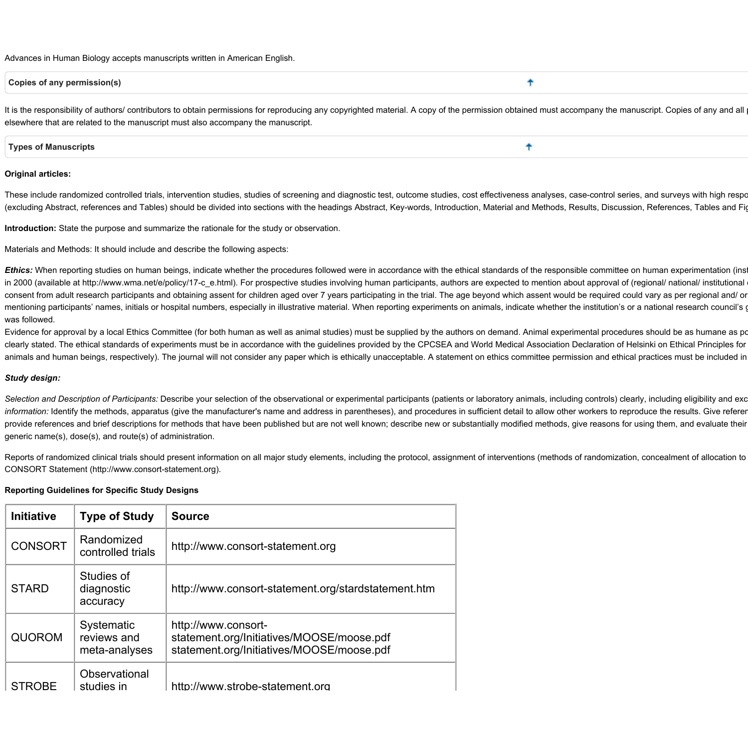Advances in Human Biology accepts manuscripts written in American English.

**Copies of any permission(s)**

It is the responsibility of authors/ contributors to obtain permissions for reproducing any copyrighted material. A copy of the permission obtained must accompany the manuscript. Copies of any and all elsewhere that are related to the manuscript must also accompany the manuscript.

**Types of Manuscripts**

**Original articles:**

These include randomized controlled trials, intervention studies, studies of screening and diagnostic test, outcome studies, cost effectiveness analyses, case-control series, and surveys with high respo (excluding Abstract, references and Tables) should be divided into sections with the headings Abstract, Key-words, Introduction, Material and Methods, Results, Discussion, References, Tables and Fig

**Introduction:** State the purpose and summarize the rationale for the study or observation.

Materials and Methods: It should include and describe the following aspects:

***Ethics:*** When reporting studies on human beings, indicate whether the procedures followed were in accordance with the ethical standards of the responsible committee on human experimentation (inst in 2000 (available at http://www.wma.net/e/policy/17-c_e.html). For prospective studies involving human participants, authors are expected to mention about approval of (regional/ national/ institutional consent from adult research participants and obtaining assent for children aged over 7 years participating in the trial. The age beyond which assent would be required could vary as per regional and/ or mentioning participants' names, initials or hospital numbers, especially in illustrative material. When reporting experiments on animals, indicate whether the institution's or a national research council's was followed.
Evidence for approval by a local Ethics Committee (for both human as well as animal studies) must be supplied by the authors on demand. Animal experimental procedures should be as humane as po clearly stated. The ethical standards of experiments must be in accordance with the guidelines provided by the CPCSEA and World Medical Association Declaration of Helsinki on Ethical Principles for animals and human beings, respectively). The journal will not consider any paper which is ethically unacceptable. A statement on ethics committee permission and ethical practices must be included in

***Study design:***

*Selection and Description of Participants:* Describe your selection of the observational or experimental participants (patients or laboratory animals, including controls) clearly, including eligibility and exc *information:* Identify the methods, apparatus (give the manufacturer's name and address in parentheses), and procedures in sufficient detail to allow other workers to reproduce the results. Give referer provide references and brief descriptions for methods that have been published but are not well known; describe new or substantially modified methods, give reasons for using them, and evaluate their generic name(s), dose(s), and route(s) of administration.

Reports of randomized clinical trials should present information on all major study elements, including the protocol, assignment of interventions (methods of randomization, concealment of allocation to CONSORT Statement (http://www.consort-statement.org).

**Reporting Guidelines for Specific Study Designs**

| Initiative | Type of Study | Source |
|---|---|---|
| CONSORT | Randomized controlled trials | http://www.consort-statement.org |
| STARD | Studies of diagnostic accuracy | http://www.consort-statement.org/stardstatement.htm |
| QUOROM | Systematic reviews and meta-analyses | http://www.consort-statement.org/Initiatives/MOOSE/moose.pdf statement.org/Initiatives/MOOSE/moose.pdf |
| STROBE | Observational studies in | http://www.strobe-statement.org |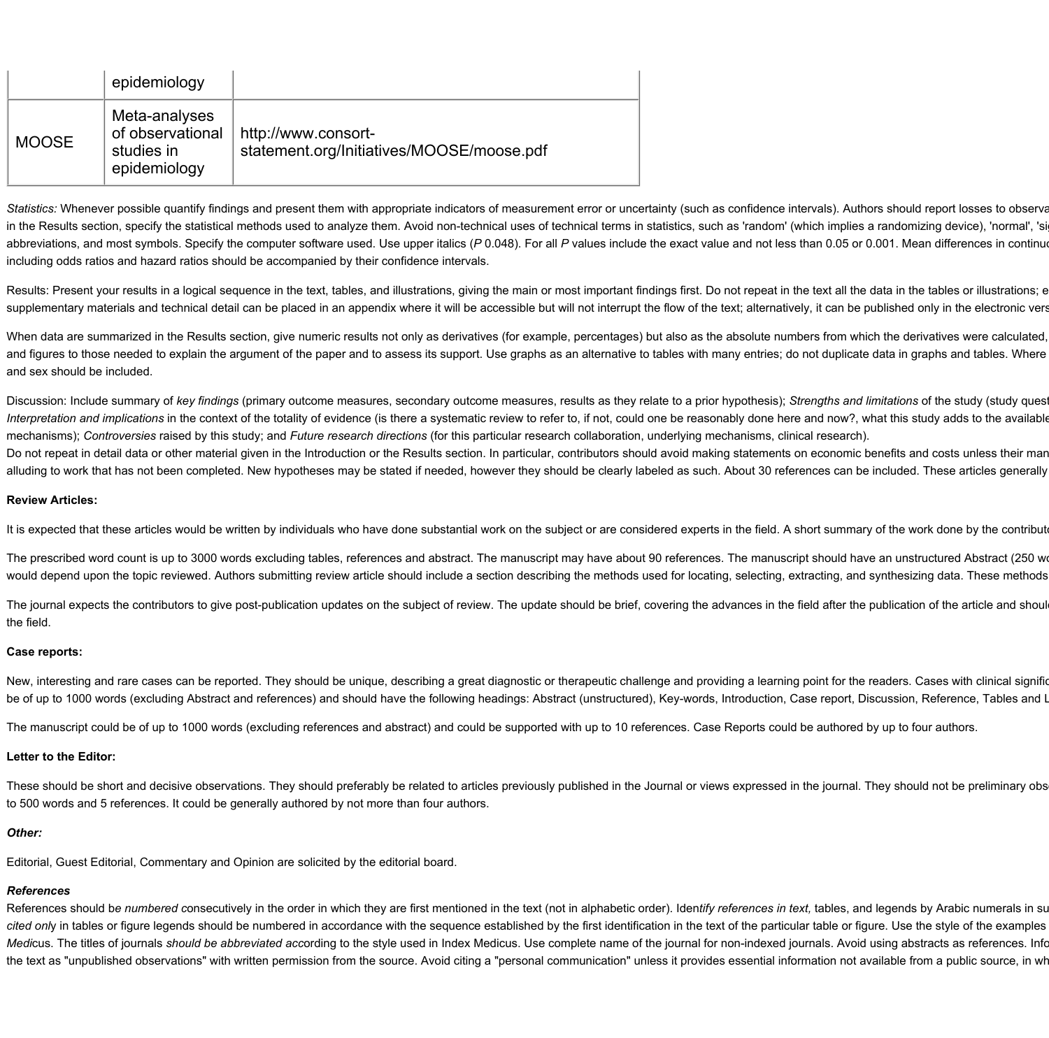| | epidemiology | |
|---|---|---|
| MOOSE | Meta-analyses of observational studies in epidemiology | http://www.consort-statement.org/Initiatives/MOOSE/moose.pdf |

*Statistics:* Whenever possible quantify findings and present them with appropriate indicators of measurement error or uncertainty (such as confidence intervals). Authors should report losses to observa in the Results section, specify the statistical methods used to analyze them. Avoid non-technical uses of technical terms in statistics, such as 'random' (which implies a randomizing device), 'normal', 'si abbreviations, and most symbols. Specify the computer software used. Use upper italics (*P* 0.048). For all *P* values include the exact value and not less than 0.05 or 0.001. Mean differences in continu including odds ratios and hazard ratios should be accompanied by their confidence intervals.

Results: Present your results in a logical sequence in the text, tables, and illustrations, giving the main or most important findings first. Do not repeat in the text all the data in the tables or illustrations; e supplementary materials and technical detail can be placed in an appendix where it will be accessible but will not interrupt the flow of the text; alternatively, it can be published only in the electronic vers

When data are summarized in the Results section, give numeric results not only as derivatives (for example, percentages) but also as the absolute numbers from which the derivatives were calculated, and figures to those needed to explain the argument of the paper and to assess its support. Use graphs as an alternative to tables with many entries; do not duplicate data in graphs and tables. Where and sex should be included.

Discussion: Include summary of *key findings* (primary outcome measures, secondary outcome measures, results as they relate to a prior hypothesis); *Strengths and limitations* of the study (study quest *Interpretation and implications* in the context of the totality of evidence (is there a systematic review to refer to, if not, could one be reasonably done here and now?, what this study adds to the available mechanisms); *Controversies* raised by this study; and *Future research directions* (for this particular research collaboration, underlying mechanisms, clinical research).
Do not repeat in detail data or other material given in the Introduction or the Results section. In particular, contributors should avoid making statements on economic benefits and costs unless their man alluding to work that has not been completed. New hypotheses may be stated if needed, however they should be clearly labeled as such. About 30 references can be included. These articles generally

**Review Articles:**

It is expected that these articles would be written by individuals who have done substantial work on the subject or are considered experts in the field. A short summary of the work done by the contribut

The prescribed word count is up to 3000 words excluding tables, references and abstract. The manuscript may have about 90 references. The manuscript should have an unstructured Abstract (250 w would depend upon the topic reviewed. Authors submitting review article should include a section describing the methods used for locating, selecting, extracting, and synthesizing data. These methods

The journal expects the contributors to give post-publication updates on the subject of review. The update should be brief, covering the advances in the field after the publication of the article and shoul the field.

**Case reports:**

New, interesting and rare cases can be reported. They should be unique, describing a great diagnostic or therapeutic challenge and providing a learning point for the readers. Cases with clinical signific be of up to 1000 words (excluding Abstract and references) and should have the following headings: Abstract (unstructured), Key-words, Introduction, Case report, Discussion, Reference, Tables and L

The manuscript could be of up to 1000 words (excluding references and abstract) and could be supported with up to 10 references. Case Reports could be authored by up to four authors.

**Letter to the Editor:**

These should be short and decisive observations. They should preferably be related to articles previously published in the Journal or views expressed in the journal. They should not be preliminary obs to 500 words and 5 references. It could be generally authored by not more than four authors.

***Other:***

Editorial, Guest Editorial, Commentary and Opinion are solicited by the editorial board.

***References***

References should be *numbered* consecutively in the order in which they are first mentioned in the text (not in alphabetic order). Iden*tify references in text,* tables, and legends by Arabic numerals in su *cited onl*y in tables or figure legends should be numbered in accordance with the sequence established by the first identification in the text of the particular table or figure. Use the style of the examples *Medi*cus. The titles of journals *should be abbreviated acc*ording to the style used in Index Medicus. Use complete name of the journal for non-indexed journals. Avoid using abstracts as references. Info the text as "unpublished observations" with written permission from the source. Avoid citing a "personal communication" unless it provides essential information not available from a public source, in wh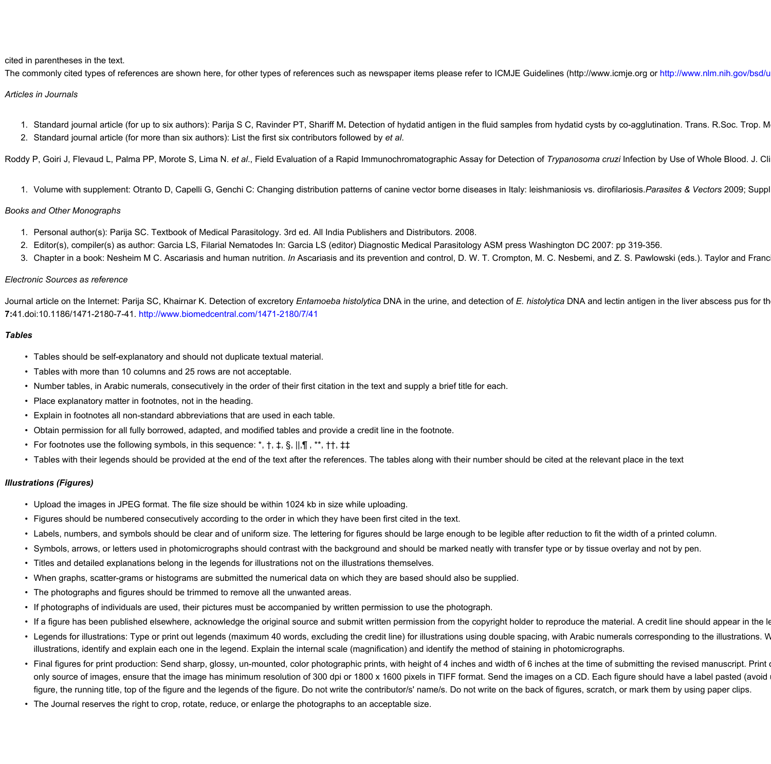cited in parentheses in the text.

The commonly cited types of references are shown here, for other types of references such as newspaper items please refer to ICMJE Guidelines (http://www.icmje.org or http://www.nlm.nih.gov/bsd/u

*Articles in Journals*

1. Standard journal article (for up to six authors): Parija S C, Ravinder PT, Shariff M**.** Detection of hydatid antigen in the fluid samples from hydatid cysts by co-agglutination. Trans. R.Soc. Trop. Me
2. Standard journal article (for more than six authors): List the first six contributors followed by *et al.*

Roddy P, Goiri J, Flevaud L, Palma PP, Morote S, Lima N. *et al*., Field Evaluation of a Rapid Immunochromatographic Assay for Detection of *Trypanosoma cruzi* Infection by Use of Whole Blood. J. Cli

1. Volume with supplement: Otranto D, Capelli G, Genchi C: Changing distribution patterns of canine vector borne diseases in Italy: leishmaniosis vs. dirofilariosis.*Parasites & Vectors* 2009; Suppl

*Books and Other Monographs*

1. Personal author(s): Parija SC. Textbook of Medical Parasitology. 3rd ed. All India Publishers and Distributors. 2008.
2. Editor(s), compiler(s) as author: Garcia LS, Filarial Nematodes In: Garcia LS (editor) Diagnostic Medical Parasitology ASM press Washington DC 2007: pp 319-356.
3. Chapter in a book: Nesheim M C. Ascariasis and human nutrition. *In* Ascariasis and its prevention and control, D. W. T. Crompton, M. C. Nesbemi, and Z. S. Pawlowski (eds.). Taylor and Franci

*Electronic Sources as reference*

Journal article on the Internet: Parija SC, Khairnar K. Detection of excretory *Entamoeba histolytica* DNA in the urine, and detection of *E. histolytica* DNA and lectin antigen in the liver abscess pus for the **7:**41.doi:10.1186/1471-2180-7-41. http://www.biomedcentral.com/1471-2180/7/41

***Tables***

- Tables should be self-explanatory and should not duplicate textual material.
- Tables with more than 10 columns and 25 rows are not acceptable.
- Number tables, in Arabic numerals, consecutively in the order of their first citation in the text and supply a brief title for each.
- Place explanatory matter in footnotes, not in the heading.
- Explain in footnotes all non-standard abbreviations that are used in each table.
- Obtain permission for all fully borrowed, adapted, and modified tables and provide a credit line in the footnote.
- For footnotes use the following symbols, in this sequence: *, †, ‡, §, ||,¶ , **, ††, ‡‡
- Tables with their legends should be provided at the end of the text after the references. The tables along with their number should be cited at the relevant place in the text

***Illustrations (Figures)***

- Upload the images in JPEG format. The file size should be within 1024 kb in size while uploading.
- Figures should be numbered consecutively according to the order in which they have been first cited in the text.
- Labels, numbers, and symbols should be clear and of uniform size. The lettering for figures should be large enough to be legible after reduction to fit the width of a printed column.
- Symbols, arrows, or letters used in photomicrographs should contrast with the background and should be marked neatly with transfer type or by tissue overlay and not by pen.
- Titles and detailed explanations belong in the legends for illustrations not on the illustrations themselves.
- When graphs, scatter-grams or histograms are submitted the numerical data on which they are based should also be supplied.
- The photographs and figures should be trimmed to remove all the unwanted areas.
- If photographs of individuals are used, their pictures must be accompanied by written permission to use the photograph.
- If a figure has been published elsewhere, acknowledge the original source and submit written permission from the copyright holder to reproduce the material. A credit line should appear in the le
- Legends for illustrations: Type or print out legends (maximum 40 words, excluding the credit line) for illustrations using double spacing, with Arabic numerals corresponding to the illustrations. W illustrations, identify and explain each one in the legend. Explain the internal scale (magnification) and identify the method of staining in photomicrographs.
- Final figures for print production: Send sharp, glossy, un-mounted, color photographic prints, with height of 4 inches and width of 6 inches at the time of submitting the revised manuscript. Print o only source of images, ensure that the image has minimum resolution of 300 dpi or 1800 x 1600 pixels in TIFF format. Send the images on a CD. Each figure should have a label pasted (avoid u figure, the running title, top of the figure and the legends of the figure. Do not write the contributor/s' name/s. Do not write on the back of figures, scratch, or mark them by using paper clips.
- The Journal reserves the right to crop, rotate, reduce, or enlarge the photographs to an acceptable size.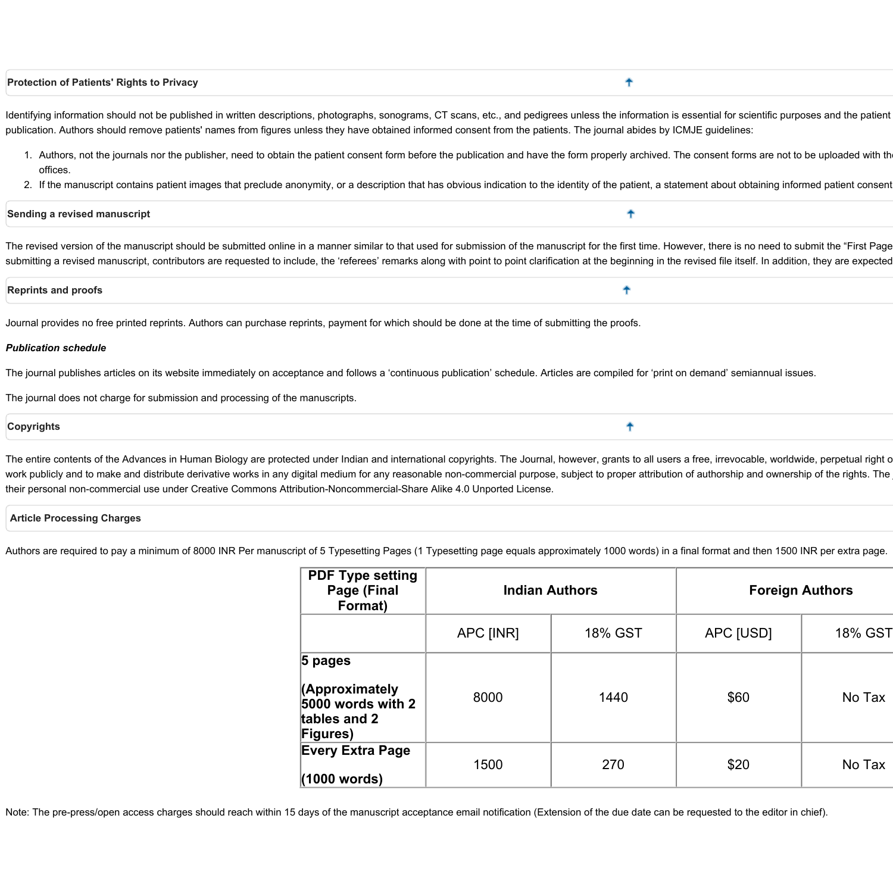### Protection of Patients' Rights to Privacy

Identifying information should not be published in written descriptions, photographs, sonograms, CT scans, etc., and pedigrees unless the information is essential for scientific purposes and the patient publication. Authors should remove patients' names from figures unless they have obtained informed consent from the patients. The journal abides by ICMJE guidelines:

1. Authors, not the journals nor the publisher, need to obtain the patient consent form before the publication and have the form properly archived. The consent forms are not to be uploaded with th offices.
2. If the manuscript contains patient images that preclude anonymity, or a description that has obvious indication to the identity of the patient, a statement about obtaining informed patient consent

### Sending a revised manuscript

The revised version of the manuscript should be submitted online in a manner similar to that used for submission of the manuscript for the first time. However, there is no need to submit the "First Page submitting a revised manuscript, contributors are requested to include, the 'referees' remarks along with point to point clarification at the beginning in the revised file itself. In addition, they are expected

### Reprints and proofs

Journal provides no free printed reprints. Authors can purchase reprints, payment for which should be done at the time of submitting the proofs.

***Publication schedule***

The journal publishes articles on its website immediately on acceptance and follows a 'continuous publication' schedule. Articles are compiled for 'print on demand' semiannual issues.

The journal does not charge for submission and processing of the manuscripts.

### Copyrights

The entire contents of the Advances in Human Biology are protected under Indian and international copyrights. The Journal, however, grants to all users a free, irrevocable, worldwide, perpetual right o work publicly and to make and distribute derivative works in any digital medium for any reasonable non-commercial purpose, subject to proper attribution of authorship and ownership of the rights. The their personal non-commercial use under Creative Commons Attribution-Noncommercial-Share Alike 4.0 Unported License.

### Article Processing Charges

Authors are required to pay a minimum of 8000 INR Per manuscript of 5 Typesetting Pages (1 Typesetting page equals approximately 1000 words) in a final format and then 1500 INR per extra page.

| PDF Type setting Page (Final Format) | Indian Authors | | Foreign Authors | |
|---|---|---|---|---|
| | APC [INR] | 18% GST | APC [USD] | 18% GST |
| **5 pages (Approximately 5000 words with 2 tables and 2 Figures)** | 8000 | 1440 | $60 | No Tax |
| **Every Extra Page (1000 words)** | 1500 | 270 | $20 | No Tax |

Note: The pre-press/open access charges should reach within 15 days of the manuscript acceptance email notification (Extension of the due date can be requested to the editor in chief).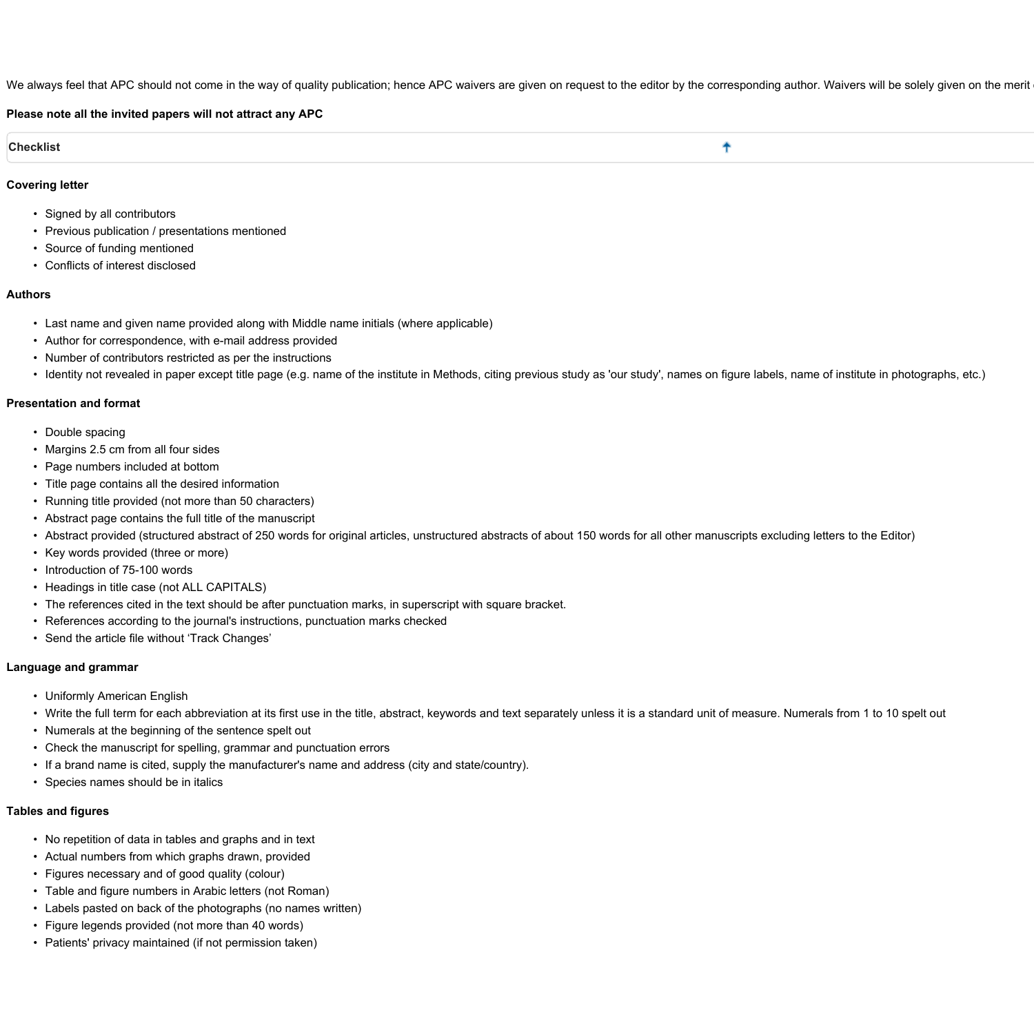We always feel that APC should not come in the way of quality publication; hence APC waivers are given on request to the editor by the corresponding author. Waivers will be solely given on the merit

**Please note all the invited papers will not attract any APC**

**Checklist**

**Covering letter**

- Signed by all contributors
- Previous publication / presentations mentioned
- Source of funding mentioned
- Conflicts of interest disclosed

**Authors**

- Last name and given name provided along with Middle name initials (where applicable)
- Author for correspondence, with e-mail address provided
- Number of contributors restricted as per the instructions
- Identity not revealed in paper except title page (e.g. name of the institute in Methods, citing previous study as 'our study', names on figure labels, name of institute in photographs, etc.)

**Presentation and format**

- Double spacing
- Margins 2.5 cm from all four sides
- Page numbers included at bottom
- Title page contains all the desired information
- Running title provided (not more than 50 characters)
- Abstract page contains the full title of the manuscript
- Abstract provided (structured abstract of 250 words for original articles, unstructured abstracts of about 150 words for all other manuscripts excluding letters to the Editor)
- Key words provided (three or more)
- Introduction of 75-100 words
- Headings in title case (not ALL CAPITALS)
- The references cited in the text should be after punctuation marks, in superscript with square bracket.
- References according to the journal's instructions, punctuation marks checked
- Send the article file without 'Track Changes'

**Language and grammar**

- Uniformly American English
- Write the full term for each abbreviation at its first use in the title, abstract, keywords and text separately unless it is a standard unit of measure. Numerals from 1 to 10 spelt out
- Numerals at the beginning of the sentence spelt out
- Check the manuscript for spelling, grammar and punctuation errors
- If a brand name is cited, supply the manufacturer's name and address (city and state/country).
- Species names should be in italics

**Tables and figures**

- No repetition of data in tables and graphs and in text
- Actual numbers from which graphs drawn, provided
- Figures necessary and of good quality (colour)
- Table and figure numbers in Arabic letters (not Roman)
- Labels pasted on back of the photographs (no names written)
- Figure legends provided (not more than 40 words)
- Patients' privacy maintained (if not permission taken)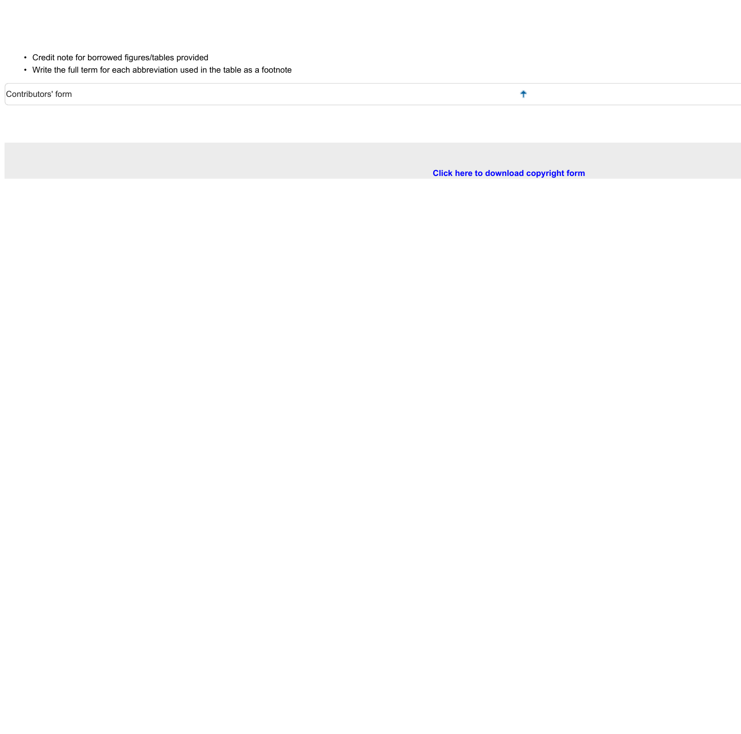- Credit note for borrowed figures/tables provided
- Write the full term for each abbreviation used in the table as a footnote

Contributors' form

**Click here to download copyright form**